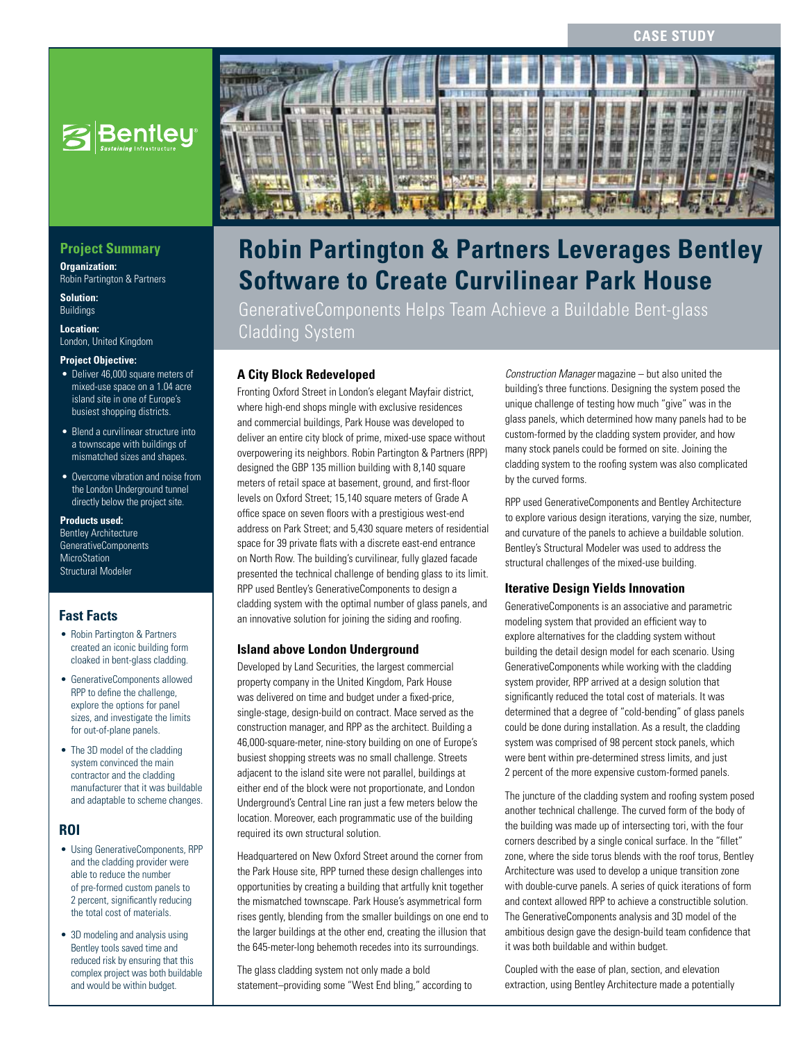CASE STUDY

# Robin Partington & Partners Leverages Bentley Software to Create Curvilinear Park House

GenerativeComponents Helps Team Achieve a Buildable Bent-glass Cladding System

## Project Summary

**Organization:**
Robin Partington & Partners

**Solution:**
Buildings

**Location:**
London, United Kingdom

**Project Objective:**

- Deliver 46,000 square meters of mixed-use space on a 1.04 acre island site in one of Europe's busiest shopping districts.
- Blend a curvilinear structure into a townscape with buildings of mismatched sizes and shapes.
- Overcome vibration and noise from the London Underground tunnel directly below the project site.

**Products used:**
Bentley Architecture
GenerativeComponents
MicroStation
Structural Modeler

## Fast Facts

- Robin Partington & Partners created an iconic building form cloaked in bent-glass cladding.
- GenerativeComponents allowed RPP to define the challenge, explore the options for panel sizes, and investigate the limits for out-of-plane panels.
- The 3D model of the cladding system convinced the main contractor and the cladding manufacturer that it was buildable and adaptable to scheme changes.

## ROI

- Using GenerativeComponents, RPP and the cladding provider were able to reduce the number of pre-formed custom panels to 2 percent, significantly reducing the total cost of materials.
- 3D modeling and analysis using Bentley tools saved time and reduced risk by ensuring that this complex project was both buildable and would be within budget.

### A City Block Redeveloped

Fronting Oxford Street in London's elegant Mayfair district, where high-end shops mingle with exclusive residences and commercial buildings, Park House was developed to deliver an entire city block of prime, mixed-use space without overpowering its neighbors. Robin Partington & Partners (RPP) designed the GBP 135 million building with 8,140 square meters of retail space at basement, ground, and first-floor levels on Oxford Street; 15,140 square meters of Grade A office space on seven floors with a prestigious west-end address on Park Street; and 5,430 square meters of residential space for 39 private flats with a discrete east-end entrance on North Row. The building's curvilinear, fully glazed facade presented the technical challenge of bending glass to its limit. RPP used Bentley's GenerativeComponents to design a cladding system with the optimal number of glass panels, and an innovative solution for joining the siding and roofing.

### Island above London Underground

Developed by Land Securities, the largest commercial property company in the United Kingdom, Park House was delivered on time and budget under a fixed-price, single-stage, design-build on contract. Mace served as the construction manager, and RPP as the architect. Building a 46,000-square-meter, nine-story building on one of Europe's busiest shopping streets was no small challenge. Streets adjacent to the island site were not parallel, buildings at either end of the block were not proportionate, and London Underground's Central Line ran just a few meters below the location. Moreover, each programmatic use of the building required its own structural solution.

Headquartered on New Oxford Street around the corner from the Park House site, RPP turned these design challenges into opportunities by creating a building that artfully knit together the mismatched townscape. Park House's asymmetrical form rises gently, blending from the smaller buildings on one end to the larger buildings at the other end, creating the illusion that the 645-meter-long behemoth recedes into its surroundings.

The glass cladding system not only made a bold statement–providing some "West End bling," according to *Construction Manager* magazine – but also united the building's three functions. Designing the system posed the unique challenge of testing how much "give" was in the glass panels, which determined how many panels had to be custom-formed by the cladding system provider, and how many stock panels could be formed on site. Joining the cladding system to the roofing system was also complicated by the curved forms.

RPP used GenerativeComponents and Bentley Architecture to explore various design iterations, varying the size, number, and curvature of the panels to achieve a buildable solution. Bentley's Structural Modeler was used to address the structural challenges of the mixed-use building.

### Iterative Design Yields Innovation

GenerativeComponents is an associative and parametric modeling system that provided an efficient way to explore alternatives for the cladding system without building the detail design model for each scenario. Using GenerativeComponents while working with the cladding system provider, RPP arrived at a design solution that significantly reduced the total cost of materials. It was determined that a degree of "cold-bending" of glass panels could be done during installation. As a result, the cladding system was comprised of 98 percent stock panels, which were bent within pre-determined stress limits, and just 2 percent of the more expensive custom-formed panels.

The juncture of the cladding system and roofing system posed another technical challenge. The curved form of the body of the building was made up of intersecting tori, with the four corners described by a single conical surface. In the "fillet" zone, where the side torus blends with the roof torus, Bentley Architecture was used to develop a unique transition zone with double-curve panels. A series of quick iterations of form and context allowed RPP to achieve a constructible solution. The GenerativeComponents analysis and 3D model of the ambitious design gave the design-build team confidence that it was both buildable and within budget.

Coupled with the ease of plan, section, and elevation extraction, using Bentley Architecture made a potentially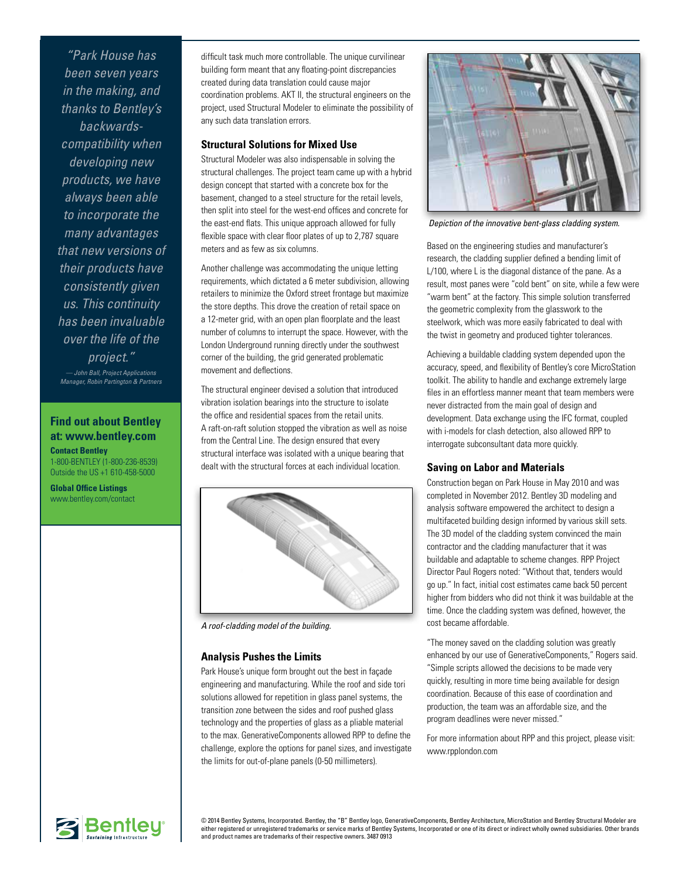*"Park House has been seven years in the making, and thanks to Bentley's backwards-compatibility when developing new products, we have always been able to incorporate the many advantages that new versions of their products have consistently given us. This continuity has been invaluable over the life of the project."*

*— John Ball, Project Applications Manager, Robin Partington & Partners*

**Find out about Bentley at: www.bentley.com**

**Contact Bentley**
1-800-BENTLEY (1-800-236-8539)
Outside the US +1 610-458-5000

**Global Office Listings**
www.bentley.com/contact

difficult task much more controllable. The unique curvilinear building form meant that any floating-point discrepancies created during data translation could cause major coordination problems. AKT II, the structural engineers on the project, used Structural Modeler to eliminate the possibility of any such data translation errors.

### Structural Solutions for Mixed Use

Structural Modeler was also indispensable in solving the structural challenges. The project team came up with a hybrid design concept that started with a concrete box for the basement, changed to a steel structure for the retail levels, then split into steel for the west-end offices and concrete for the east-end flats. This unique approach allowed for fully flexible space with clear floor plates of up to 2,787 square meters and as few as six columns.

Another challenge was accommodating the unique letting requirements, which dictated a 6 meter subdivision, allowing retailers to minimize the Oxford street frontage but maximize the store depths. This drove the creation of retail space on a 12-meter grid, with an open plan floorplate and the least number of columns to interrupt the space. However, with the London Underground running directly under the southwest corner of the building, the grid generated problematic movement and deflections.

The structural engineer devised a solution that introduced vibration isolation bearings into the structure to isolate the office and residential spaces from the retail units. A raft-on-raft solution stopped the vibration as well as noise from the Central Line. The design ensured that every structural interface was isolated with a unique bearing that dealt with the structural forces at each individual location.

*A roof-cladding model of the building.*

### Analysis Pushes the Limits

Park House's unique form brought out the best in façade engineering and manufacturing. While the roof and side tori solutions allowed for repetition in glass panel systems, the transition zone between the sides and roof pushed glass technology and the properties of glass as a pliable material to the max. GenerativeComponents allowed RPP to define the challenge, explore the options for panel sizes, and investigate the limits for out-of-plane panels (0-50 millimeters).

*Depiction of the innovative bent-glass cladding system.*

Based on the engineering studies and manufacturer's research, the cladding supplier defined a bending limit of L/100, where L is the diagonal distance of the pane. As a result, most panes were "cold bent" on site, while a few were "warm bent" at the factory. This simple solution transferred the geometric complexity from the glasswork to the steelwork, which was more easily fabricated to deal with the twist in geometry and produced tighter tolerances.

Achieving a buildable cladding system depended upon the accuracy, speed, and flexibility of Bentley's core MicroStation toolkit. The ability to handle and exchange extremely large files in an effortless manner meant that team members were never distracted from the main goal of design and development. Data exchange using the IFC format, coupled with i-models for clash detection, also allowed RPP to interrogate subconsultant data more quickly.

### Saving on Labor and Materials

Construction began on Park House in May 2010 and was completed in November 2012. Bentley 3D modeling and analysis software empowered the architect to design a multifaceted building design informed by various skill sets. The 3D model of the cladding system convinced the main contractor and the cladding manufacturer that it was buildable and adaptable to scheme changes. RPP Project Director Paul Rogers noted: "Without that, tenders would go up." In fact, initial cost estimates came back 50 percent higher from bidders who did not think it was buildable at the time. Once the cladding system was defined, however, the cost became affordable.

"The money saved on the cladding solution was greatly enhanced by our use of GenerativeComponents," Rogers said. "Simple scripts allowed the decisions to be made very quickly, resulting in more time being available for design coordination. Because of this ease of coordination and production, the team was an affordable size, and the program deadlines were never missed."

For more information about RPP and this project, please visit: www.rpplondon.com

© 2014 Bentley Systems, Incorporated. Bentley, the "B" Bentley logo, GenerativeComponents, Bentley Architecture, MicroStation and Bentley Structural Modeler are either registered or unregistered trademarks or service marks of Bentley Systems, Incorporated or one of its direct or indirect wholly owned subsidiaries. Other brands and product names are trademarks of their respective owners. 3487 0913